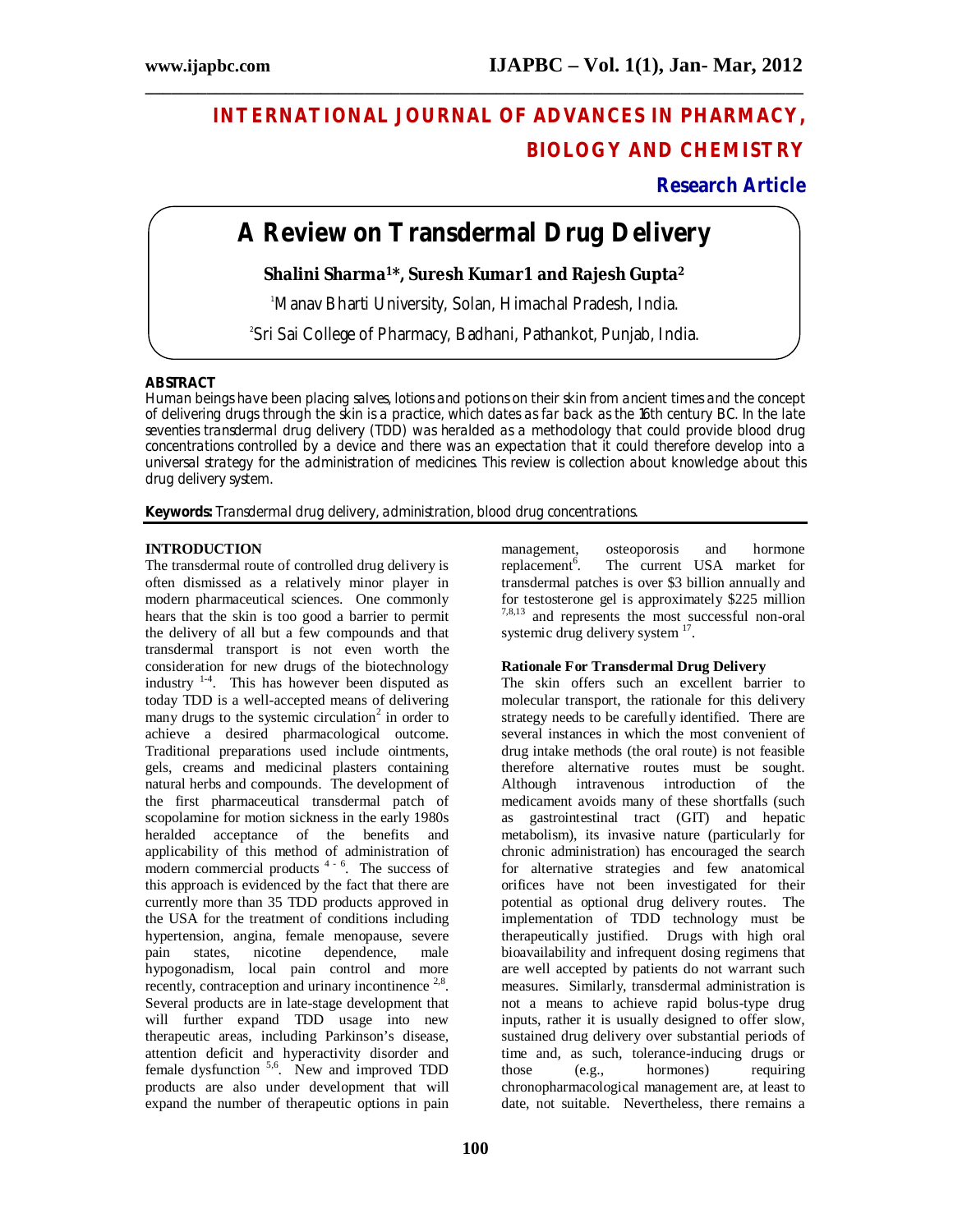# INTERNATIONAL JOURNAL OF ADVANCES IN PHARMACY, BIOLOGY AND CHEMISTRY

**Research Article**

# A Review on Transdermal Drug Delivery

**Shalini Sharma[1]*, Suresh Kumar1 and Rajesh Gupta[2]**

[1]Manav Bharti University, Solan, Himachal Pradesh, India.

[2]Sri Sai College of Pharmacy, Badhani, Pathankot, Punjab, India.

## ABSTRACT

*Human beings have been placing salves, lotions and potions on their skin from ancient times and the concept of delivering drugs through the skin is a practice, which dates as far back as the 16th century BC. In the late seventies transdermal drug delivery (TDD) was heralded as a methodology that could provide blood drug concentrations controlled by a device and there was an expectation that it could therefore develop into a universal strategy for the administration of medicines. This review is collection about knowledge about this drug delivery system.*

**Keywords:** *Transdermal drug delivery, administration, blood drug concentrations.*

## INTRODUCTION

The transdermal route of controlled drug delivery is often dismissed as a relatively minor player in modern pharmaceutical sciences. One commonly hears that the skin is too good a barrier to permit the delivery of all but a few compounds and that transdermal transport is not even worth the consideration for new drugs of the biotechnology industry [1-4]. This has however been disputed as today TDD is a well-accepted means of delivering many drugs to the systemic circulation[2] in order to achieve a desired pharmacological outcome. Traditional preparations used include ointments, gels, creams and medicinal plasters containing natural herbs and compounds. The development of the first pharmaceutical transdermal patch of scopolamine for motion sickness in the early 1980s heralded acceptance of the benefits and applicability of this method of administration of modern commercial products [4-6]. The success of this approach is evidenced by the fact that there are currently more than 35 TDD products approved in the USA for the treatment of conditions including hypertension, angina, female menopause, severe pain states, nicotine dependence, male hypogonadism, local pain control and more recently, contraception and urinary incontinence [2,8]. Several products are in late-stage development that will further expand TDD usage into new therapeutic areas, including Parkinson's disease, attention deficit and hyperactivity disorder and female dysfunction [5,6]. New and improved TDD products are also under development that will expand the number of therapeutic options in pain management, osteoporosis and hormone replacement[6]. The current USA market for transdermal patches is over \$3 billion annually and for testosterone gel is approximately \$225 million [7,8,13] and represents the most successful non-oral systemic drug delivery system [17].

### Rationale For Transdermal Drug Delivery

The skin offers such an excellent barrier to molecular transport, the rationale for this delivery strategy needs to be carefully identified. There are several instances in which the most convenient of drug intake methods (the oral route) is not feasible therefore alternative routes must be sought. Although intravenous introduction of the medicament avoids many of these shortfalls (such as gastrointestinal tract (GIT) and hepatic metabolism), its invasive nature (particularly for chronic administration) has encouraged the search for alternative strategies and few anatomical orifices have not been investigated for their potential as optional drug delivery routes. The implementation of TDD technology must be therapeutically justified. Drugs with high oral bioavailability and infrequent dosing regimens that are well accepted by patients do not warrant such measures. Similarly, transdermal administration is not a means to achieve rapid bolus-type drug inputs, rather it is usually designed to offer slow, sustained drug delivery over substantial periods of time and, as such, tolerance-inducing drugs or those (e.g., hormones) requiring chronopharmacological management are, at least to date, not suitable. Nevertheless, there remains a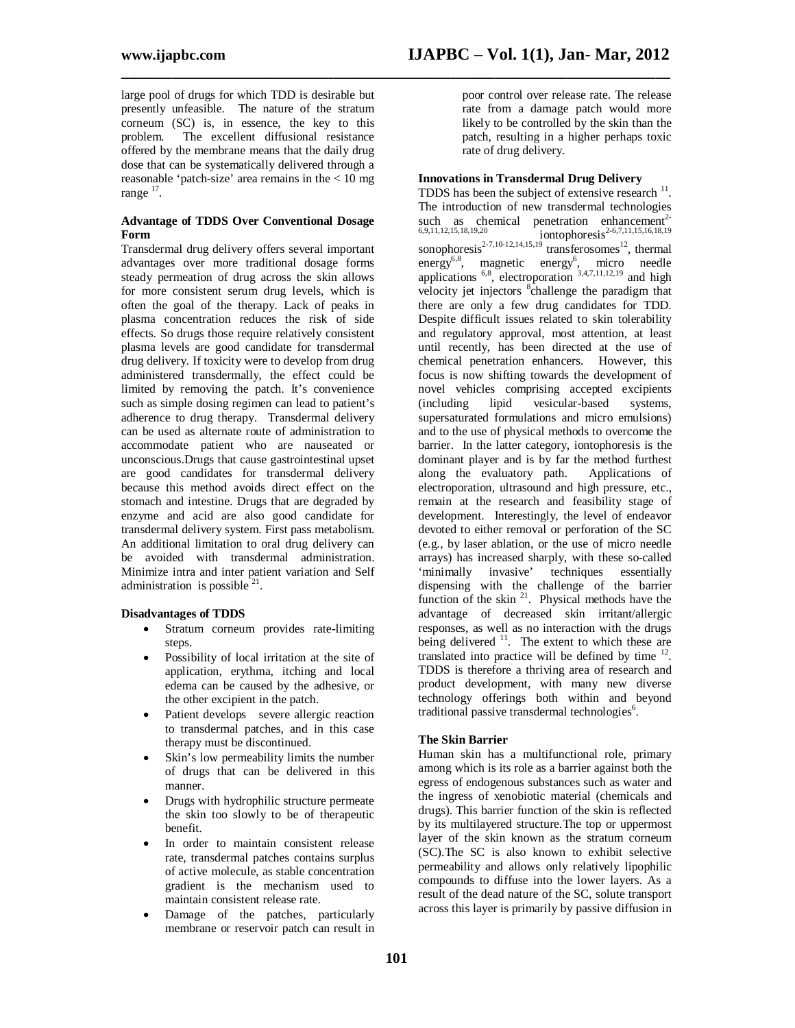large pool of drugs for which TDD is desirable but presently unfeasible. The nature of the stratum corneum (SC) is, in essence, the key to this problem. The excellent diffusional resistance offered by the membrane means that the daily drug dose that can be systematically delivered through a reasonable 'patch-size' area remains in the < 10 mg range [17].

**Advantage of TDDS Over Conventional Dosage Form**

Transdermal drug delivery offers several important advantages over more traditional dosage forms steady permeation of drug across the skin allows for more consistent serum drug levels, which is often the goal of the therapy. Lack of peaks in plasma concentration reduces the risk of side effects. So drugs those require relatively consistent plasma levels are good candidate for transdermal drug delivery. If toxicity were to develop from drug administered transdermally, the effect could be limited by removing the patch. It's convenience such as simple dosing regimen can lead to patient's adherence to drug therapy. Transdermal delivery can be used as alternate route of administration to accommodate patient who are nauseated or unconscious.Drugs that cause gastrointestinal upset are good candidates for transdermal delivery because this method avoids direct effect on the stomach and intestine. Drugs that are degraded by enzyme and acid are also good candidate for transdermal delivery system. First pass metabolism. An additional limitation to oral drug delivery can be avoided with transdermal administration. Minimize intra and inter patient variation and Self administration is possible [21].

**Disadvantages of TDDS**

- Stratum corneum provides rate-limiting steps.
- Possibility of local irritation at the site of application, erythma, itching and local edema can be caused by the adhesive, or the other excipient in the patch.
- Patient develops severe allergic reaction to transdermal patches, and in this case therapy must be discontinued.
- Skin's low permeability limits the number of drugs that can be delivered in this manner.
- Drugs with hydrophilic structure permeate the skin too slowly to be of therapeutic benefit.
- In order to maintain consistent release rate, transdermal patches contains surplus of active molecule, as stable concentration gradient is the mechanism used to maintain consistent release rate.
- Damage of the patches, particularly membrane or reservoir patch can result in poor control over release rate. The release rate from a damage patch would more likely to be controlled by the skin than the patch, resulting in a higher perhaps toxic rate of drug delivery.

**Innovations in Transdermal Drug Delivery**

TDDS has been the subject of extensive research [11]. The introduction of new transdermal technologies such as chemical penetration enhancement[2-6,9,11,12,15,18,19,20] iontophoresis[2-6,7,11,15,16,18,19] sonophoresis[2-7,10-12,14,15,19] transferosomes[12], thermal energy[6,8], magnetic energy[6], micro needle applications [6,8], electroporation [3,4,7,11,12,19] and high velocity jet injectors [8]challenge the paradigm that there are only a few drug candidates for TDD. Despite difficult issues related to skin tolerability and regulatory approval, most attention, at least until recently, has been directed at the use of chemical penetration enhancers. However, this focus is now shifting towards the development of novel vehicles comprising accepted excipients (including lipid vesicular-based systems, supersaturated formulations and micro emulsions) and to the use of physical methods to overcome the barrier. In the latter category, iontophoresis is the dominant player and is by far the method furthest along the evaluatory path. Applications of electroporation, ultrasound and high pressure, etc., remain at the research and feasibility stage of development. Interestingly, the level of endeavor devoted to either removal or perforation of the SC (e.g., by laser ablation, or the use of micro needle arrays) has increased sharply, with these so-called 'minimally invasive' techniques essentially dispensing with the challenge of the barrier function of the skin [21]. Physical methods have the advantage of decreased skin irritant/allergic responses, as well as no interaction with the drugs being delivered [11]. The extent to which these are translated into practice will be defined by time [12]. TDDS is therefore a thriving area of research and product development, with many new diverse technology offerings both within and beyond traditional passive transdermal technologies[6].

**The Skin Barrier**

Human skin has a multifunctional role, primary among which is its role as a barrier against both the egress of endogenous substances such as water and the ingress of xenobiotic material (chemicals and drugs). This barrier function of the skin is reflected by its multilayered structure.The top or uppermost layer of the skin known as the stratum corneum (SC).The SC is also known to exhibit selective permeability and allows only relatively lipophilic compounds to diffuse into the lower layers. As a result of the dead nature of the SC, solute transport across this layer is primarily by passive diffusion in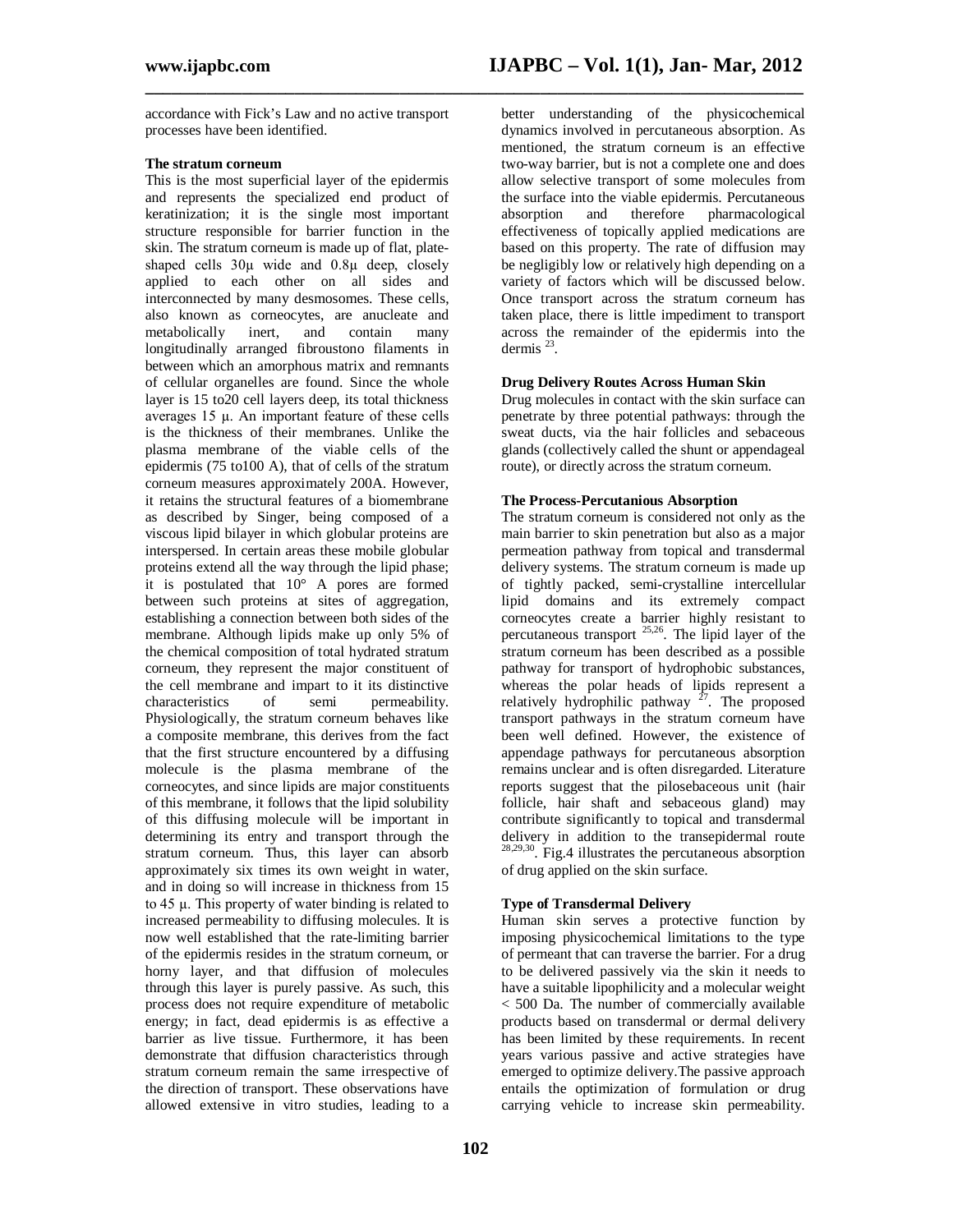accordance with Fick's Law and no active transport processes have been identified.

**The stratum corneum**

This is the most superficial layer of the epidermis and represents the specialized end product of keratinization; it is the single most important structure responsible for barrier function in the skin. The stratum corneum is made up of flat, plate-shaped cells 30μ wide and 0.8μ deep, closely applied to each other on all sides and interconnected by many desmosomes. These cells, also known as corneocytes, are anucleate and metabolically inert, and contain many longitudinally arranged fibroustono filaments in between which an amorphous matrix and remnants of cellular organelles are found. Since the whole layer is 15 to20 cell layers deep, its total thickness averages 15 μ. An important feature of these cells is the thickness of their membranes. Unlike the plasma membrane of the viable cells of the epidermis (75 to100 A), that of cells of the stratum corneum measures approximately 200A. However, it retains the structural features of a biomembrane as described by Singer, being composed of a viscous lipid bilayer in which globular proteins are interspersed. In certain areas these mobile globular proteins extend all the way through the lipid phase; it is postulated that 10° A pores are formed between such proteins at sites of aggregation, establishing a connection between both sides of the membrane. Although lipids make up only 5% of the chemical composition of total hydrated stratum corneum, they represent the major constituent of the cell membrane and impart to it its distinctive characteristics of semi permeability. Physiologically, the stratum corneum behaves like a composite membrane, this derives from the fact that the first structure encountered by a diffusing molecule is the plasma membrane of the corneocytes, and since lipids are major constituents of this membrane, it follows that the lipid solubility of this diffusing molecule will be important in determining its entry and transport through the stratum corneum. Thus, this layer can absorb approximately six times its own weight in water, and in doing so will increase in thickness from 15 to 45 μ. This property of water binding is related to increased permeability to diffusing molecules. It is now well established that the rate-limiting barrier of the epidermis resides in the stratum corneum, or horny layer, and that diffusion of molecules through this layer is purely passive. As such, this process does not require expenditure of metabolic energy; in fact, dead epidermis is as effective a barrier as live tissue. Furthermore, it has been demonstrate that diffusion characteristics through stratum corneum remain the same irrespective of the direction of transport. These observations have allowed extensive in vitro studies, leading to a better understanding of the physicochemical dynamics involved in percutaneous absorption. As mentioned, the stratum corneum is an effective two-way barrier, but is not a complete one and does allow selective transport of some molecules from the surface into the viable epidermis. Percutaneous absorption and therefore pharmacological effectiveness of topically applied medications are based on this property. The rate of diffusion may be negligibly low or relatively high depending on a variety of factors which will be discussed below. Once transport across the stratum corneum has taken place, there is little impediment to transport across the remainder of the epidermis into the dermis [23].

**Drug Delivery Routes Across Human Skin**

Drug molecules in contact with the skin surface can penetrate by three potential pathways: through the sweat ducts, via the hair follicles and sebaceous glands (collectively called the shunt or appendageal route), or directly across the stratum corneum.

**The Process-Percutanious Absorption**

The stratum corneum is considered not only as the main barrier to skin penetration but also as a major permeation pathway from topical and transdermal delivery systems. The stratum corneum is made up of tightly packed, semi-crystalline intercellular lipid domains and its extremely compact corneocytes create a barrier highly resistant to percutaneous transport [25,26]. The lipid layer of the stratum corneum has been described as a possible pathway for transport of hydrophobic substances, whereas the polar heads of lipids represent a relatively hydrophilic pathway [27]. The proposed transport pathways in the stratum corneum have been well defined. However, the existence of appendage pathways for percutaneous absorption remains unclear and is often disregarded. Literature reports suggest that the pilosebaceous unit (hair follicle, hair shaft and sebaceous gland) may contribute significantly to topical and transdermal delivery in addition to the transepidermal route [28,29,30]. Fig.4 illustrates the percutaneous absorption of drug applied on the skin surface.

**Type of Transdermal Delivery**

Human skin serves a protective function by imposing physicochemical limitations to the type of permeant that can traverse the barrier. For a drug to be delivered passively via the skin it needs to have a suitable lipophilicity and a molecular weight < 500 Da. The number of commercially available products based on transdermal or dermal delivery has been limited by these requirements. In recent years various passive and active strategies have emerged to optimize delivery.The passive approach entails the optimization of formulation or drug carrying vehicle to increase skin permeability.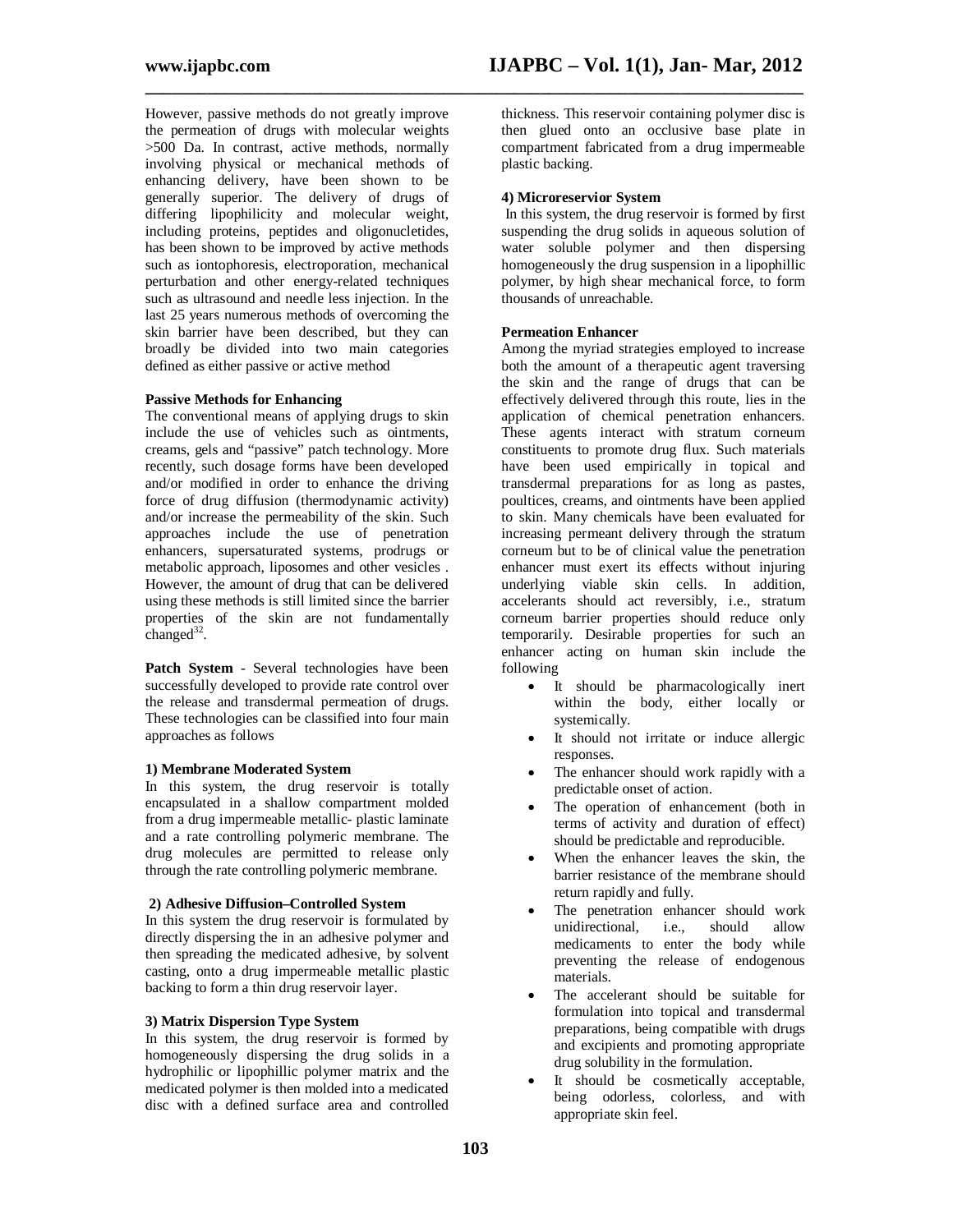However, passive methods do not greatly improve the permeation of drugs with molecular weights >500 Da. In contrast, active methods, normally involving physical or mechanical methods of enhancing delivery, have been shown to be generally superior. The delivery of drugs of differing lipophilicity and molecular weight, including proteins, peptides and oligonucletides, has been shown to be improved by active methods such as iontophoresis, electroporation, mechanical perturbation and other energy-related techniques such as ultrasound and needle less injection. In the last 25 years numerous methods of overcoming the skin barrier have been described, but they can broadly be divided into two main categories defined as either passive or active method

**Passive Methods for Enhancing**

The conventional means of applying drugs to skin include the use of vehicles such as ointments, creams, gels and "passive" patch technology. More recently, such dosage forms have been developed and/or modified in order to enhance the driving force of drug diffusion (thermodynamic activity) and/or increase the permeability of the skin. Such approaches include the use of penetration enhancers, supersaturated systems, prodrugs or metabolic approach, liposomes and other vesicles . However, the amount of drug that can be delivered using these methods is still limited since the barrier properties of the skin are not fundamentally changed[32].

**Patch System** - Several technologies have been successfully developed to provide rate control over the release and transdermal permeation of drugs. These technologies can be classified into four main approaches as follows

**1) Membrane Moderated System**

In this system, the drug reservoir is totally encapsulated in a shallow compartment molded from a drug impermeable metallic- plastic laminate and a rate controlling polymeric membrane. The drug molecules are permitted to release only through the rate controlling polymeric membrane.

**2) Adhesive Diffusion–Controlled System**

In this system the drug reservoir is formulated by directly dispersing the in an adhesive polymer and then spreading the medicated adhesive, by solvent casting, onto a drug impermeable metallic plastic backing to form a thin drug reservoir layer.

**3) Matrix Dispersion Type System**

In this system, the drug reservoir is formed by homogeneously dispersing the drug solids in a hydrophilic or lipophillic polymer matrix and the medicated polymer is then molded into a medicated disc with a defined surface area and controlled thickness. This reservoir containing polymer disc is then glued onto an occlusive base plate in compartment fabricated from a drug impermeable plastic backing.

**4) Microreservior System**

In this system, the drug reservoir is formed by first suspending the drug solids in aqueous solution of water soluble polymer and then dispersing homogeneously the drug suspension in a lipophillic polymer, by high shear mechanical force, to form thousands of unreachable.

**Permeation Enhancer**

Among the myriad strategies employed to increase both the amount of a therapeutic agent traversing the skin and the range of drugs that can be effectively delivered through this route, lies in the application of chemical penetration enhancers. These agents interact with stratum corneum constituents to promote drug flux. Such materials have been used empirically in topical and transdermal preparations for as long as pastes, poultices, creams, and ointments have been applied to skin. Many chemicals have been evaluated for increasing permeant delivery through the stratum corneum but to be of clinical value the penetration enhancer must exert its effects without injuring underlying viable skin cells. In addition, accelerants should act reversibly, i.e., stratum corneum barrier properties should reduce only temporarily. Desirable properties for such an enhancer acting on human skin include the following

- It should be pharmacologically inert within the body, either locally or systemically.
- It should not irritate or induce allergic responses.
- The enhancer should work rapidly with a predictable onset of action.
- The operation of enhancement (both in terms of activity and duration of effect) should be predictable and reproducible.
- When the enhancer leaves the skin, the barrier resistance of the membrane should return rapidly and fully.
- The penetration enhancer should work unidirectional, i.e., should allow medicaments to enter the body while preventing the release of endogenous materials.
- The accelerant should be suitable for formulation into topical and transdermal preparations, being compatible with drugs and excipients and promoting appropriate drug solubility in the formulation.
- It should be cosmetically acceptable, being odorless, colorless, and with appropriate skin feel.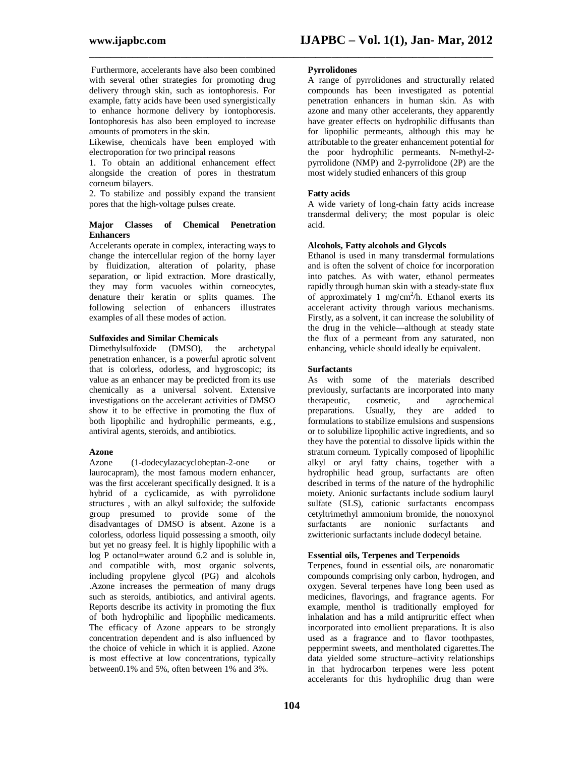Furthermore, accelerants have also been combined with several other strategies for promoting drug delivery through skin, such as iontophoresis. For example, fatty acids have been used synergistically to enhance hormone delivery by iontophoresis. Iontophoresis has also been employed to increase amounts of promoters in the skin.

Likewise, chemicals have been employed with electroporation for two principal reasons

1. To obtain an additional enhancement effect alongside the creation of pores in thestratum corneum bilayers.
2. To stabilize and possibly expand the transient pores that the high-voltage pulses create.

**Major Classes of Chemical Penetration Enhancers**

Accelerants operate in complex, interacting ways to change the intercellular region of the horny layer by fluidization, alteration of polarity, phase separation, or lipid extraction. More drastically, they may form vacuoles within corneocytes, denature their keratin or splits quames. The following selection of enhancers illustrates examples of all these modes of action.

**Sulfoxides and Similar Chemicals**

Dimethylsulfoxide (DMSO), the archetypal penetration enhancer, is a powerful aprotic solvent that is colorless, odorless, and hygroscopic; its value as an enhancer may be predicted from its use chemically as a universal solvent. Extensive investigations on the accelerant activities of DMSO show it to be effective in promoting the flux of both lipophilic and hydrophilic permeants, e.g., antiviral agents, steroids, and antibiotics.

**Azone**

Azone (1-dodecylazacycloheptan-2-one or laurocapram), the most famous modern enhancer, was the first accelerant specifically designed. It is a hybrid of a cyclicamide, as with pyrrolidone structures , with an alkyl sulfoxide; the sulfoxide group presumed to provide some of the disadvantages of DMSO is absent. Azone is a colorless, odorless liquid possessing a smooth, oily but yet no greasy feel. It is highly lipophilic with a log P octanol=water around 6.2 and is soluble in, and compatible with, most organic solvents, including propylene glycol (PG) and alcohols .Azone increases the permeation of many drugs such as steroids, antibiotics, and antiviral agents. Reports describe its activity in promoting the flux of both hydrophilic and lipophilic medicaments. The efficacy of Azone appears to be strongly concentration dependent and is also influenced by the choice of vehicle in which it is applied. Azone is most effective at low concentrations, typically between0.1% and 5%, often between 1% and 3%.

**Pyrrolidones**

A range of pyrrolidones and structurally related compounds has been investigated as potential penetration enhancers in human skin. As with azone and many other accelerants, they apparently have greater effects on hydrophilic diffusants than for lipophilic permeants, although this may be attributable to the greater enhancement potential for the poor hydrophilic permeants. N-methyl-2-pyrrolidone (NMP) and 2-pyrrolidone (2P) are the most widely studied enhancers of this group

**Fatty acids**

A wide variety of long-chain fatty acids increase transdermal delivery; the most popular is oleic acid.

**Alcohols, Fatty alcohols and Glycols**

Ethanol is used in many transdermal formulations and is often the solvent of choice for incorporation into patches. As with water, ethanol permeates rapidly through human skin with a steady-state flux of approximately 1 mg/cm$^2$/h. Ethanol exerts its accelerant activity through various mechanisms. Firstly, as a solvent, it can increase the solubility of the drug in the vehicle—although at steady state the flux of a permeant from any saturated, non enhancing, vehicle should ideally be equivalent.

**Surfactants**

As with some of the materials described previously, surfactants are incorporated into many therapeutic, cosmetic, and agrochemical preparations. Usually, they are added to formulations to stabilize emulsions and suspensions or to solubilize lipophilic active ingredients, and so they have the potential to dissolve lipids within the stratum corneum. Typically composed of lipophilic alkyl or aryl fatty chains, together with a hydrophilic head group, surfactants are often described in terms of the nature of the hydrophilic moiety. Anionic surfactants include sodium lauryl sulfate (SLS), cationic surfactants encompass cetyltrimethyl ammonium bromide, the nonoxynol surfactants are nonionic surfactants and zwitterionic surfactants include dodecyl betaine.

**Essential oils, Terpenes and Terpenoids**

Terpenes, found in essential oils, are nonaromatic compounds comprising only carbon, hydrogen, and oxygen. Several terpenes have long been used as medicines, flavorings, and fragrance agents. For example, menthol is traditionally employed for inhalation and has a mild antipruritic effect when incorporated into emollient preparations. It is also used as a fragrance and to flavor toothpastes, peppermint sweets, and mentholated cigarettes.The data yielded some structure–activity relationships in that hydrocarbon terpenes were less potent accelerants for this hydrophilic drug than were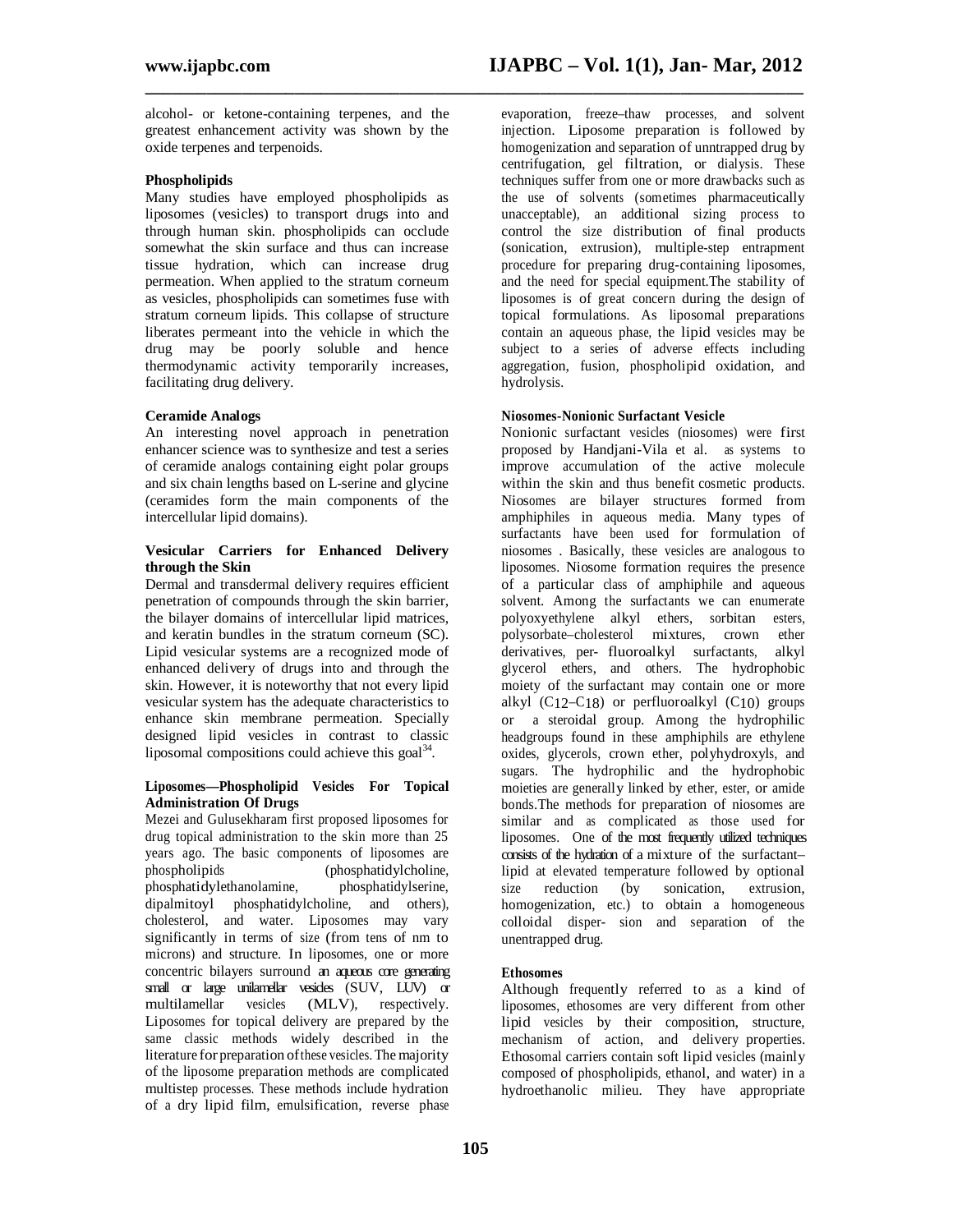alcohol- or ketone-containing terpenes, and the greatest enhancement activity was shown by the oxide terpenes and terpenoids.

### Phospholipids

Many studies have employed phospholipids as liposomes (vesicles) to transport drugs into and through human skin. phospholipids can occlude somewhat the skin surface and thus can increase tissue hydration, which can increase drug permeation. When applied to the stratum corneum as vesicles, phospholipids can sometimes fuse with stratum corneum lipids. This collapse of structure liberates permeant into the vehicle in which the drug may be poorly soluble and hence thermodynamic activity temporarily increases, facilitating drug delivery.

### Ceramide Analogs

An interesting novel approach in penetration enhancer science was to synthesize and test a series of ceramide analogs containing eight polar groups and six chain lengths based on L-serine and glycine (ceramides form the main components of the intercellular lipid domains).

### Vesicular Carriers for Enhanced Delivery through the Skin

Dermal and transdermal delivery requires efficient penetration of compounds through the skin barrier, the bilayer domains of intercellular lipid matrices, and keratin bundles in the stratum corneum (SC). Lipid vesicular systems are a recognized mode of enhanced delivery of drugs into and through the skin. However, it is noteworthy that not every lipid vesicular system has the adequate characteristics to enhance skin membrane permeation. Specially designed lipid vesicles in contrast to classic liposomal compositions could achieve this goal[34].

### Liposomes—Phospholipid Vesicles For Topical Administration Of Drugs

Mezei and Gulusekharam first proposed liposomes for drug topical administration to the skin more than 25 years ago. The basic components of liposomes are phospholipids (phosphatidylcholine, phosphatidylethanolamine, phosphatidylserine, dipalmitoyl phosphatidylcholine, and others), cholesterol, and water. Liposomes may vary significantly in terms of size (from tens of nm to microns) and structure. In liposomes, one or more concentric bilayers surround an aqueous core generating small or large unilamellar vesicles (SUV, LUV) or multilamellar vesicles (MLV), respectively. Liposomes for topical delivery are prepared by the same classic methods widely described in the literature for preparation of these vesicles. The majority of the liposome preparation methods are complicated multistep processes. These methods include hydration of a dry lipid film, emulsification, reverse phase evaporation, freeze–thaw processes, and solvent injection. Liposome preparation is followed by homogenization and separation of unntrapped drug by centrifugation, gel filtration, or dialysis. These techniques suffer from one or more drawbacks such as the use of solvents (sometimes pharmaceutically unacceptable), an additional sizing process to control the size distribution of final products (sonication, extrusion), multiple-step entrapment procedure for preparing drug-containing liposomes, and the need for special equipment.The stability of liposomes is of great concern during the design of topical formulations. As liposomal preparations contain an aqueous phase, the lipid vesicles may be subject to a series of adverse effects including aggregation, fusion, phospholipid oxidation, and hydrolysis.

### Niosomes-Nonionic Surfactant Vesicle

Nonionic surfactant vesicles (niosomes) were first proposed by Handjani-Vila et al. as systems to improve accumulation of the active molecule within the skin and thus benefit cosmetic products. Niosomes are bilayer structures formed from amphiphiles in aqueous media. Many types of surfactants have been used for formulation of niosomes . Basically, these vesicles are analogous to liposomes. Niosome formation requires the presence of a particular class of amphiphile and aqueous solvent. Among the surfactants we can enumerate polyoxyethylene alkyl ethers, sorbitan esters, polysorbate–cholesterol mixtures, crown ether derivatives, per- fluoroalkyl surfactants, alkyl glycerol ethers, and others. The hydrophobic moiety of the surfactant may contain one or more alkyl ($C_{12}$–$C_{18}$) or perfluoroalkyl ($C_{10}$) groups or a steroidal group. Among the hydrophilic headgroups found in these amphiphils are ethylene oxides, glycerols, crown ether, polyhydroxyls, and sugars. The hydrophilic and the hydrophobic moieties are generally linked by ether, ester, or amide bonds.The methods for preparation of niosomes are similar and as complicated as those used for liposomes. One of the most frequently utilized techniques consists of the hydration of a mixture of the surfactant–lipid at elevated temperature followed by optional size reduction (by sonication, extrusion, homogenization, etc.) to obtain a homogeneous colloidal disper- sion and separation of the unentrapped drug.

### Ethosomes

Although frequently referred to as a kind of liposomes, ethosomes are very different from other lipid vesicles by their composition, structure, mechanism of action, and delivery properties. Ethosomal carriers contain soft lipid vesicles (mainly composed of phospholipids, ethanol, and water) in a hydroethanolic milieu. They have appropriate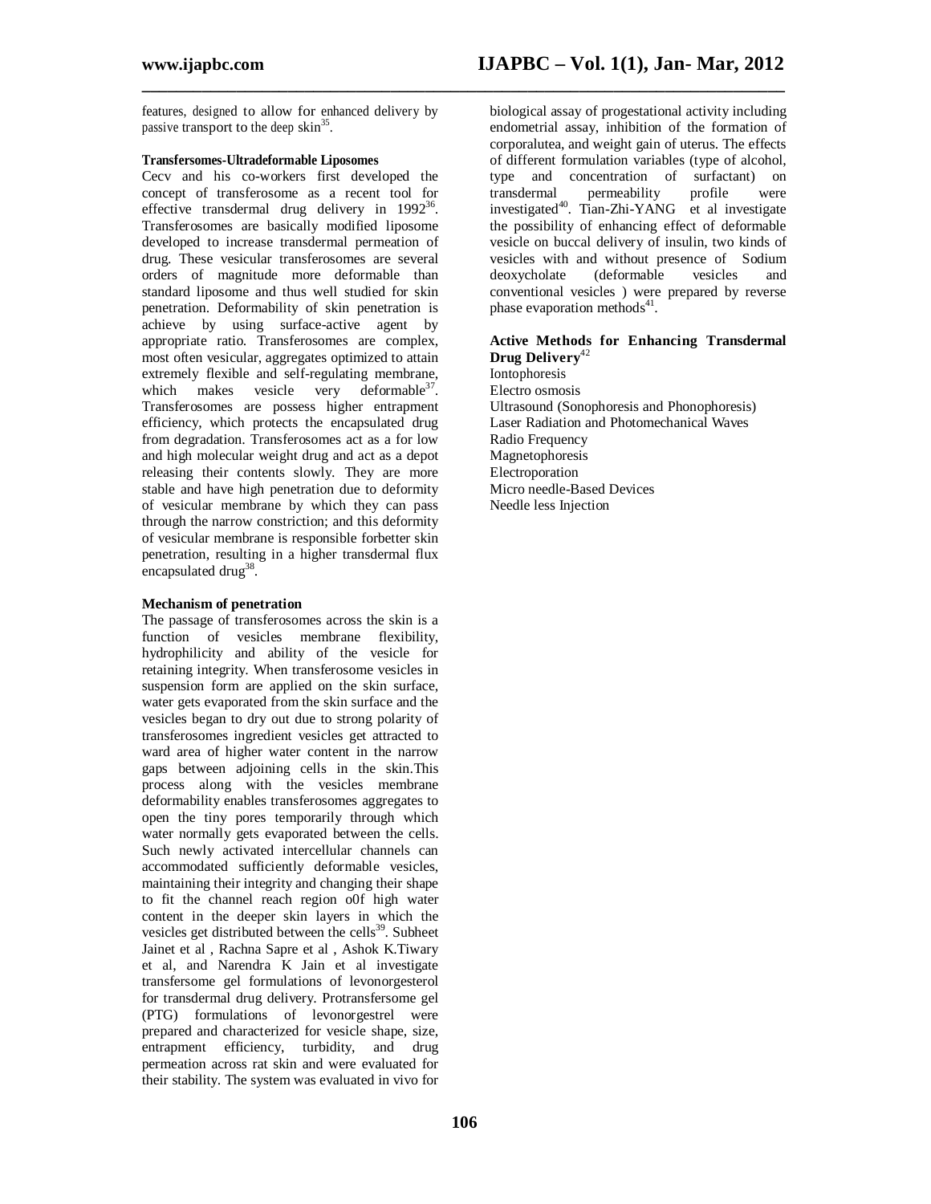features, designed to allow for enhanced delivery by passive transport to the deep skin[35].

**Transfersomes-Ultradeformable Liposomes**

Cecv and his co-workers first developed the concept of transferosome as a recent tool for effective transdermal drug delivery in 1992[36]. Transferosomes are basically modified liposome developed to increase transdermal permeation of drug. These vesicular transferosomes are several orders of magnitude more deformable than standard liposome and thus well studied for skin penetration. Deformability of skin penetration is achieve by using surface-active agent by appropriate ratio. Transferosomes are complex, most often vesicular, aggregates optimized to attain extremely flexible and self-regulating membrane, which makes vesicle very deformable[37]. Transferosomes are possess higher entrapment efficiency, which protects the encapsulated drug from degradation. Transferosomes act as a for low and high molecular weight drug and act as a depot releasing their contents slowly. They are more stable and have high penetration due to deformity of vesicular membrane by which they can pass through the narrow constriction; and this deformity of vesicular membrane is responsible forbetter skin penetration, resulting in a higher transdermal flux encapsulated drug[38].

**Mechanism of penetration**

The passage of transferosomes across the skin is a function of vesicles membrane flexibility, hydrophilicity and ability of the vesicle for retaining integrity. When transferosome vesicles in suspension form are applied on the skin surface, water gets evaporated from the skin surface and the vesicles began to dry out due to strong polarity of transferosomes ingredient vesicles get attracted to ward area of higher water content in the narrow gaps between adjoining cells in the skin.This process along with the vesicles membrane deformability enables transferosomes aggregates to open the tiny pores temporarily through which water normally gets evaporated between the cells. Such newly activated intercellular channels can accommodated sufficiently deformable vesicles, maintaining their integrity and changing their shape to fit the channel reach region o0f high water content in the deeper skin layers in which the vesicles get distributed between the cells[39]. Subheet Jainet et al , Rachna Sapre et al , Ashok K.Tiwary et al, and Narendra K Jain et al investigate transfersome gel formulations of levonorgesterol for transdermal drug delivery. Protransfersome gel (PTG) formulations of levonorgestrel were prepared and characterized for vesicle shape, size, entrapment efficiency, turbidity, and drug permeation across rat skin and were evaluated for their stability. The system was evaluated in vivo for biological assay of progestational activity including endometrial assay, inhibition of the formation of corporalutea, and weight gain of uterus. The effects of different formulation variables (type of alcohol, type and concentration of surfactant) on transdermal permeability profile were investigated[40]. Tian-Zhi-YANG et al investigate the possibility of enhancing effect of deformable vesicle on buccal delivery of insulin, two kinds of vesicles with and without presence of Sodium deoxycholate (deformable vesicles and conventional vesicles ) were prepared by reverse phase evaporation methods[41].

**Active Methods for Enhancing Transdermal Drug Delivery**[42]

Iontophoresis
Electro osmosis
Ultrasound (Sonophoresis and Phonophoresis)
Laser Radiation and Photomechanical Waves
Radio Frequency
Magnetophoresis
Electroporation
Micro needle-Based Devices
Needle less Injection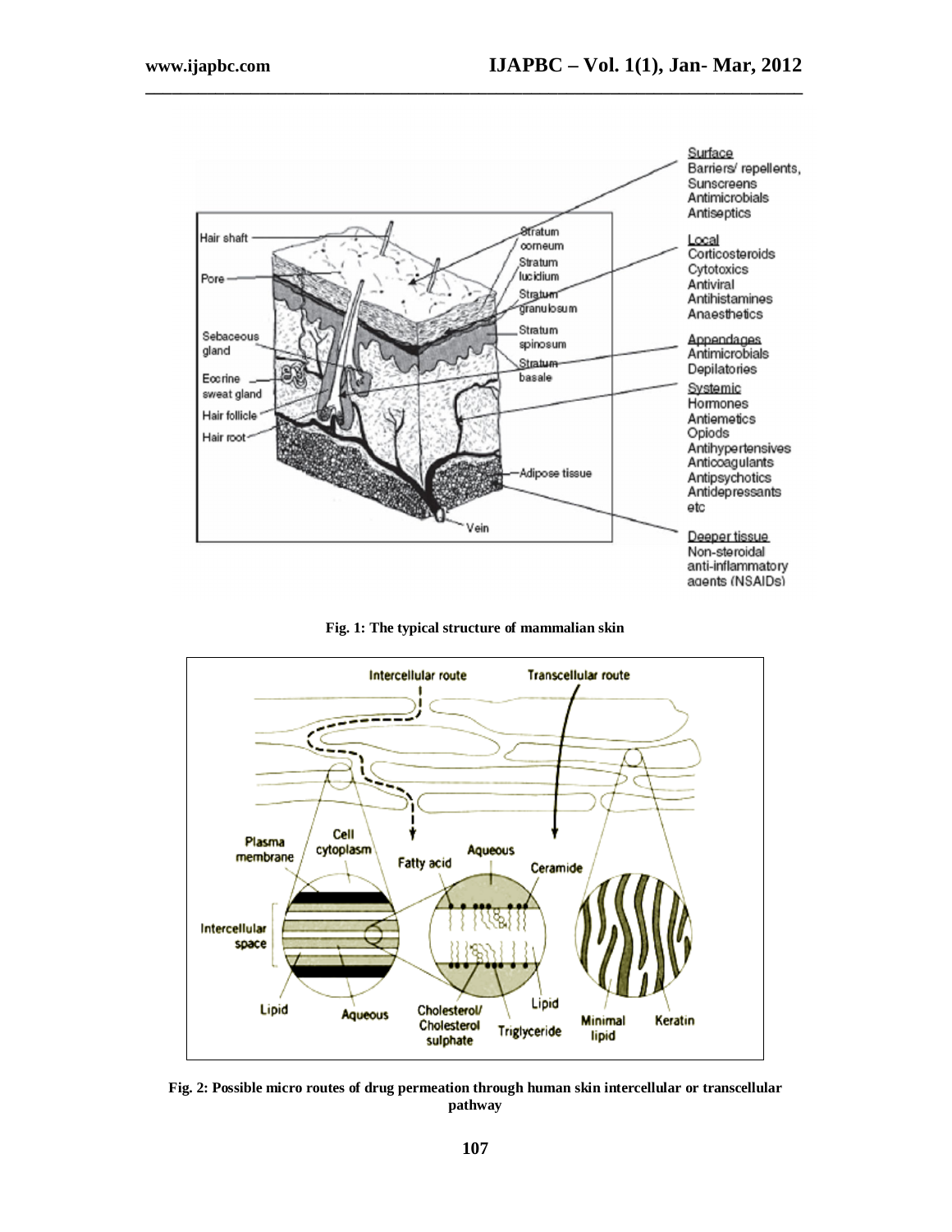Fig. 1: The typical structure of mammalian skin

Fig. 2: Possible micro routes of drug permeation through human skin intercellular or transcellular pathway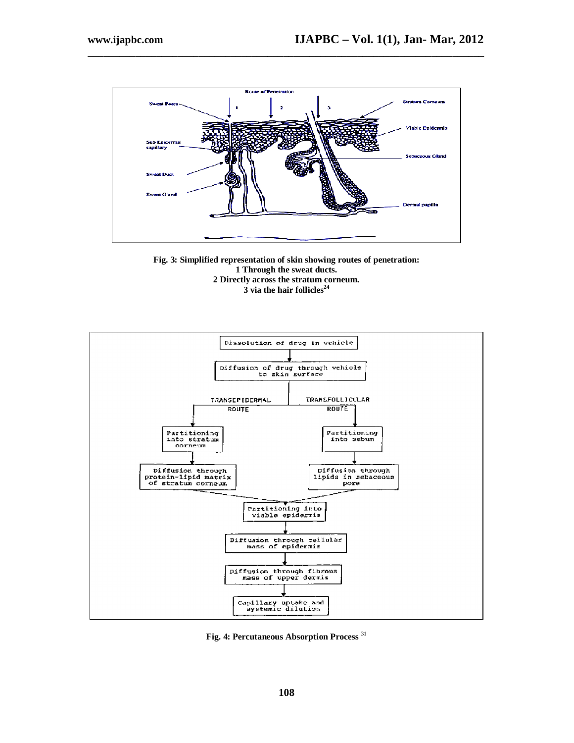**Fig. 3: Simplified representation of skin showing routes of penetration:**
**1 Through the sweat ducts.**
**2 Directly across the stratum corneum.**
**3 via the hair follicles[24]**

**Fig. 4: Percutaneous Absorption Process [31]**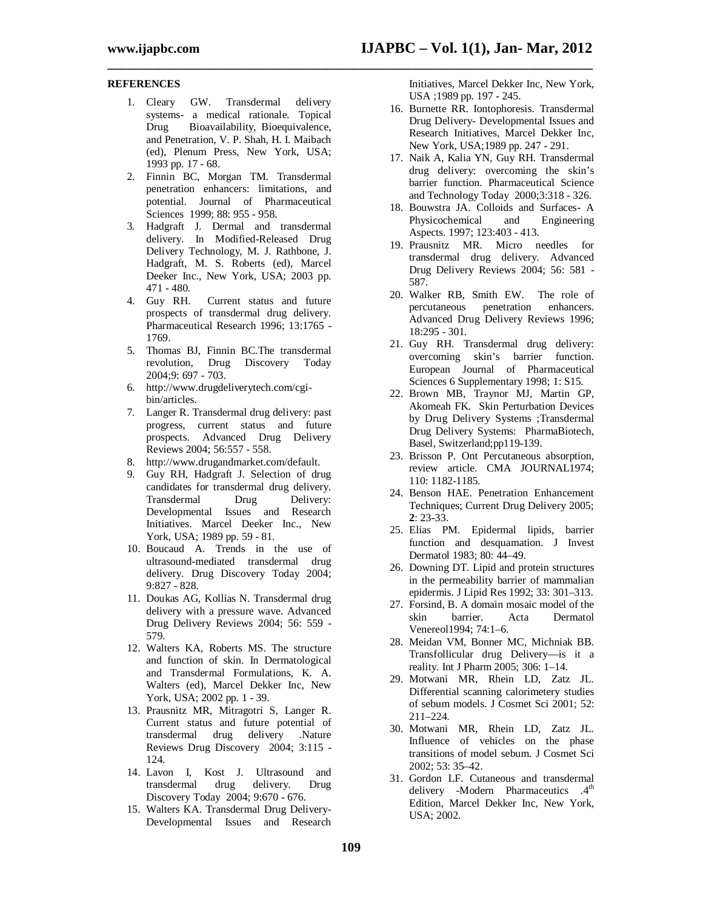## REFERENCES

1. Cleary GW. Transdermal delivery systems- a medical rationale. Topical Drug Bioavailability, Bioequivalence, and Penetration, V. P. Shah, H. I. Maibach (ed), Plenum Press, New York, USA; 1993 pp. 17 - 68.
2. Finnin BC, Morgan TM. Transdermal penetration enhancers: limitations, and potential. Journal of Pharmaceutical Sciences 1999; 88: 955 - 958.
3. Hadgraft J. Dermal and transdermal delivery. In Modified-Released Drug Delivery Technology, M. J. Rathbone, J. Hadgraft, M. S. Roberts (ed), Marcel Deeker Inc., New York, USA; 2003 pp. 471 - 480.
4. Guy RH. Current status and future prospects of transdermal drug delivery. Pharmaceutical Research 1996; 13:1765 - 1769.
5. Thomas BJ, Finnin BC.The transdermal revolution, Drug Discovery Today 2004;9: 697 - 703.
6. http://www.drugdeliverytech.com/cgi-bin/articles.
7. Langer R. Transdermal drug delivery: past progress, current status and future prospects. Advanced Drug Delivery Reviews 2004; 56:557 - 558.
8. http://www.drugandmarket.com/default.
9. Guy RH, Hadgraft J. Selection of drug candidates for transdermal drug delivery. Transdermal Drug Delivery: Developmental Issues and Research Initiatives. Marcel Deeker Inc., New York, USA; 1989 pp. 59 - 81.
10. Boucaud A. Trends in the use of ultrasound-mediated transdermal drug delivery. Drug Discovery Today 2004; 9:827 - 828.
11. Doukas AG, Kollias N. Transdermal drug delivery with a pressure wave. Advanced Drug Delivery Reviews 2004; 56: 559 - 579.
12. Walters KA, Roberts MS. The structure and function of skin. In Dermatological and Transdermal Formulations, K. A. Walters (ed), Marcel Dekker Inc, New York, USA; 2002 pp. 1 - 39.
13. Prausnitz MR, Mitragotri S, Langer R. Current status and future potential of transdermal drug delivery .Nature Reviews Drug Discovery 2004; 3:115 - 124.
14. Lavon I, Kost J. Ultrasound and transdermal drug delivery. Drug Discovery Today 2004; 9:670 - 676.
15. Walters KA. Transdermal Drug Delivery- Developmental Issues and Research Initiatives, Marcel Dekker Inc, New York, USA ;1989 pp. 197 - 245.
16. Burnette RR. Iontophoresis. Transdermal Drug Delivery- Developmental Issues and Research Initiatives, Marcel Dekker Inc, New York, USA;1989 pp. 247 - 291.
17. Naik A, Kalia YN, Guy RH. Transdermal drug delivery: overcoming the skin's barrier function. Pharmaceutical Science and Technology Today 2000;3:318 - 326.
18. Bouwstra JA. Colloids and Surfaces- A Physicochemical and Engineering Aspects. 1997; 123:403 - 413.
19. Prausnitz MR. Micro needles for transdermal drug delivery. Advanced Drug Delivery Reviews 2004; 56: 581 - 587.
20. Walker RB, Smith EW. The role of percutaneous penetration enhancers. Advanced Drug Delivery Reviews 1996; 18:295 - 301.
21. Guy RH. Transdermal drug delivery: overcoming skin's barrier function. European Journal of Pharmaceutical Sciences 6 Supplementary 1998; 1: S15.
22. Brown MB, Traynor MJ, Martin GP, Akomeah FK. Skin Perturbation Devices by Drug Delivery Systems ;Transdermal Drug Delivery Systems: PharmaBiotech, Basel, Switzerland;pp119-139.
23. Brisson P. Ont Percutaneous absorption, review article. CMA JOURNAL1974; 110: 1182-1185.
24. Benson HAE. Penetration Enhancement Techniques; Current Drug Delivery 2005; **2**: 23-33.
25. Elias PM. Epidermal lipids, barrier function and desquamation. J Invest Dermatol 1983; 80: 44–49.
26. Downing DT. Lipid and protein structures in the permeability barrier of mammalian epidermis. J Lipid Res 1992; 33: 301–313.
27. Forsind, B. A domain mosaic model of the skin barrier. Acta Dermatol Venereol1994; 74:1–6.
28. Meidan VM, Bonner MC, Michniak BB. Transfollicular drug Delivery—is it a reality. Int J Pharm 2005; 306: 1–14.
29. Motwani MR, Rhein LD, Zatz JL. Differential scanning calorimetery studies of sebum models. J Cosmet Sci 2001; 52: 211–224.
30. Motwani MR, Rhein LD, Zatz JL. Influence of vehicles on the phase transitions of model sebum. J Cosmet Sci 2002; 53: 35–42.
31. Gordon LF. Cutaneous and transdermal delivery -Modern Pharmaceutics .4th Edition, Marcel Dekker Inc, New York, USA; 2002.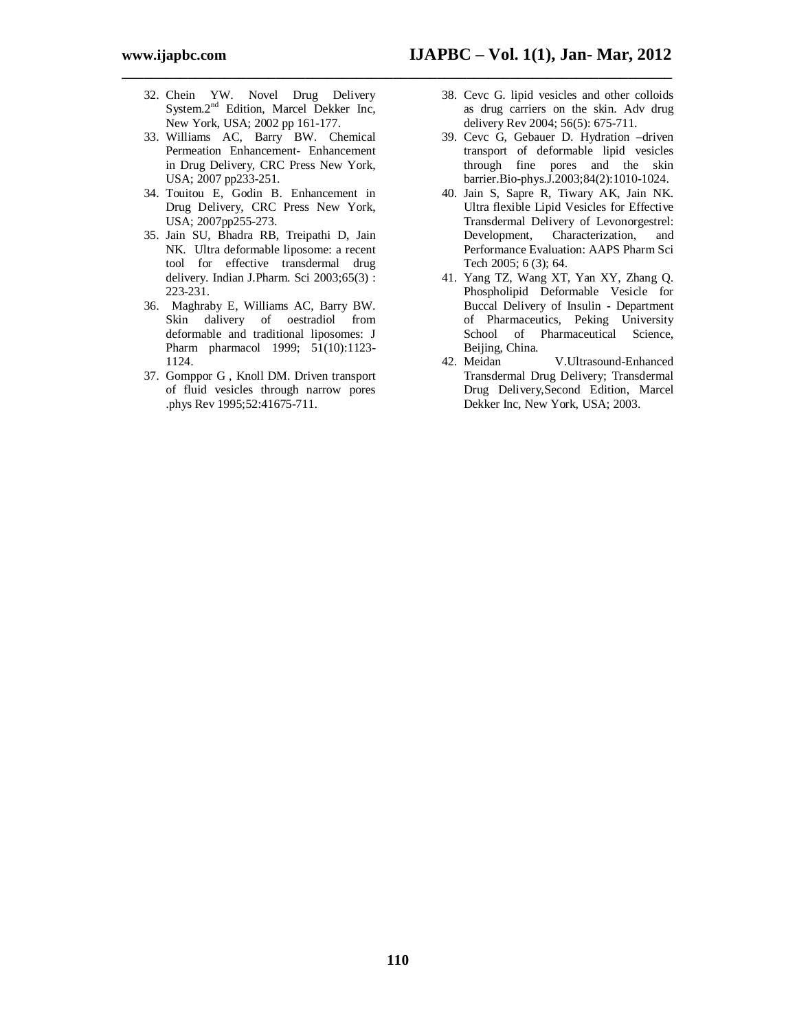32. Chein YW. Novel Drug Delivery System.2nd Edition, Marcel Dekker Inc, New York, USA; 2002 pp 161-177.
33. Williams AC, Barry BW. Chemical Permeation Enhancement- Enhancement in Drug Delivery, CRC Press New York, USA; 2007 pp233-251.
34. Touitou E, Godin B. Enhancement in Drug Delivery, CRC Press New York, USA; 2007pp255-273.
35. Jain SU, Bhadra RB, Treipathi D, Jain NK. Ultra deformable liposome: a recent tool for effective transdermal drug delivery. Indian J.Pharm. Sci 2003;65(3) : 223-231.
36. Maghraby E, Williams AC, Barry BW. Skin dalivery of oestradiol from deformable and traditional liposomes: J Pharm pharmacol 1999; 51(10):1123-1124.
37. Gomppor G , Knoll DM. Driven transport of fluid vesicles through narrow pores .phys Rev 1995;52:41675-711.
38. Cevc G. lipid vesicles and other colloids as drug carriers on the skin. Adv drug delivery Rev 2004; 56(5): 675-711.
39. Cevc G, Gebauer D. Hydration –driven transport of deformable lipid vesicles through fine pores and the skin barrier.Bio-phys.J.2003;84(2):1010-1024.
40. Jain S, Sapre R, Tiwary AK, Jain NK. Ultra flexible Lipid Vesicles for Effective Transdermal Delivery of Levonorgestrel: Development, Characterization, and Performance Evaluation: AAPS Pharm Sci Tech 2005; 6 (3); 64.
41. Yang TZ, Wang XT, Yan XY, Zhang Q. Phospholipid Deformable Vesicle for Buccal Delivery of Insulin - Department of Pharmaceutics, Peking University School of Pharmaceutical Science, Beijing, China.
42. Meidan V.Ultrasound-Enhanced Transdermal Drug Delivery; Transdermal Drug Delivery,Second Edition, Marcel Dekker Inc, New York, USA; 2003.